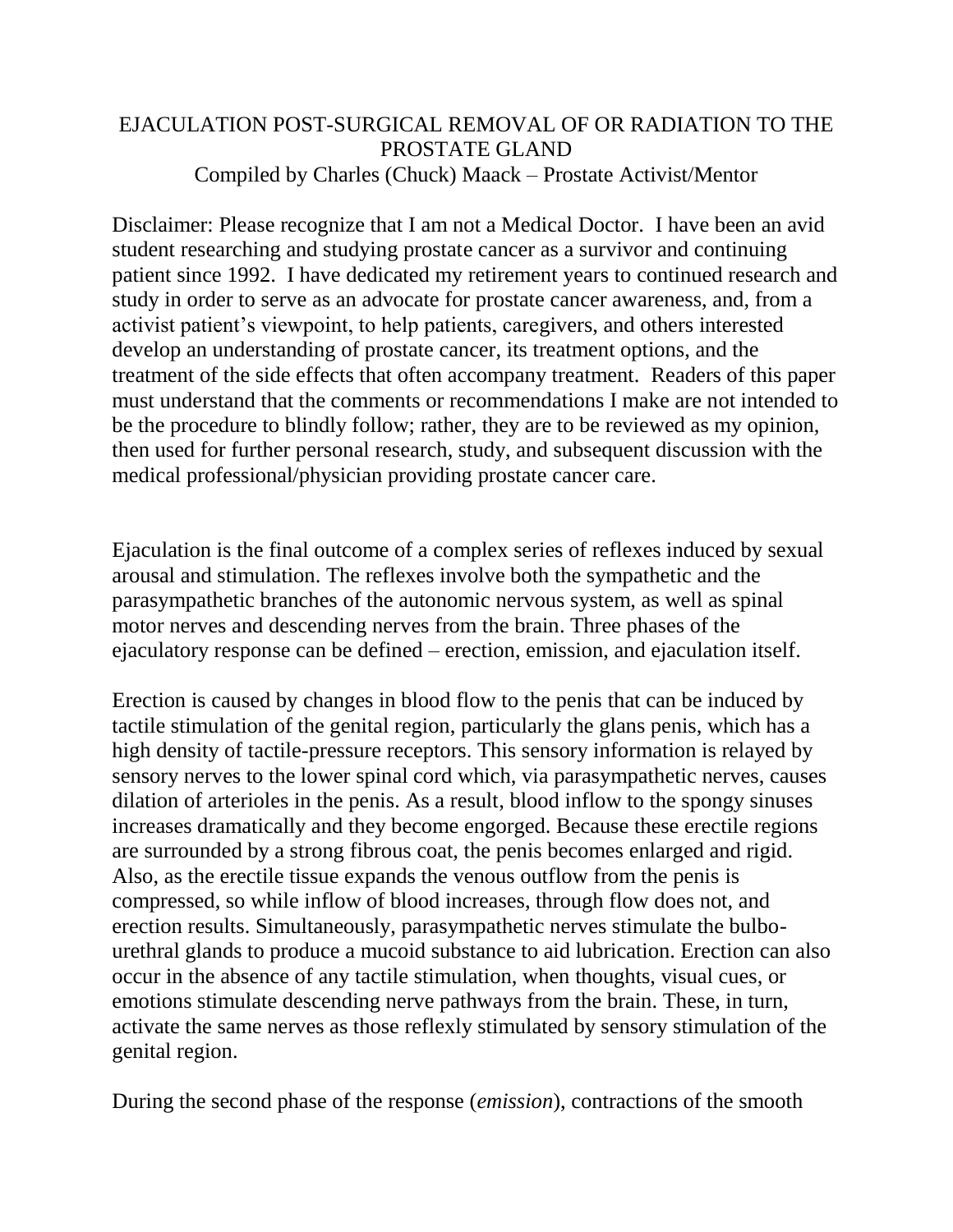# EJACULATION POST-SURGICAL REMOVAL OF OR RADIATION TO THE PROSTATE GLAND

Compiled by Charles (Chuck) Maack – Prostate Activist/Mentor

Disclaimer: Please recognize that I am not a Medical Doctor. I have been an avid student researching and studying prostate cancer as a survivor and continuing patient since 1992. I have dedicated my retirement years to continued research and study in order to serve as an advocate for prostate cancer awareness, and, from a activist patient's viewpoint, to help patients, caregivers, and others interested develop an understanding of prostate cancer, its treatment options, and the treatment of the side effects that often accompany treatment. Readers of this paper must understand that the comments or recommendations I make are not intended to be the procedure to blindly follow; rather, they are to be reviewed as my opinion, then used for further personal research, study, and subsequent discussion with the medical professional/physician providing prostate cancer care.

Ejaculation is the final outcome of a complex series of reflexes induced by sexual arousal and stimulation. The reflexes involve both the sympathetic and the parasympathetic branches of the autonomic nervous system, as well as spinal motor nerves and descending nerves from the brain. Three phases of the ejaculatory response can be defined – erection, emission, and ejaculation itself.

Erection is caused by changes in blood flow to the penis that can be induced by tactile stimulation of the genital region, particularly the glans penis, which has a high density of tactile-pressure receptors. This sensory information is relayed by sensory nerves to the lower spinal cord which, via parasympathetic nerves, causes dilation of arterioles in the penis. As a result, blood inflow to the spongy sinuses increases dramatically and they become engorged. Because these erectile regions are surrounded by a strong fibrous coat, the penis becomes enlarged and rigid. Also, as the erectile tissue expands the venous outflow from the penis is compressed, so while inflow of blood increases, through flow does not, and erection results. Simultaneously, parasympathetic nerves stimulate the bulbo-urethral glands to produce a mucoid substance to aid lubrication. Erection can also occur in the absence of any tactile stimulation, when thoughts, visual cues, or emotions stimulate descending nerve pathways from the brain. These, in turn, activate the same nerves as those reflexly stimulated by sensory stimulation of the genital region.

During the second phase of the response (*emission*), contractions of the smooth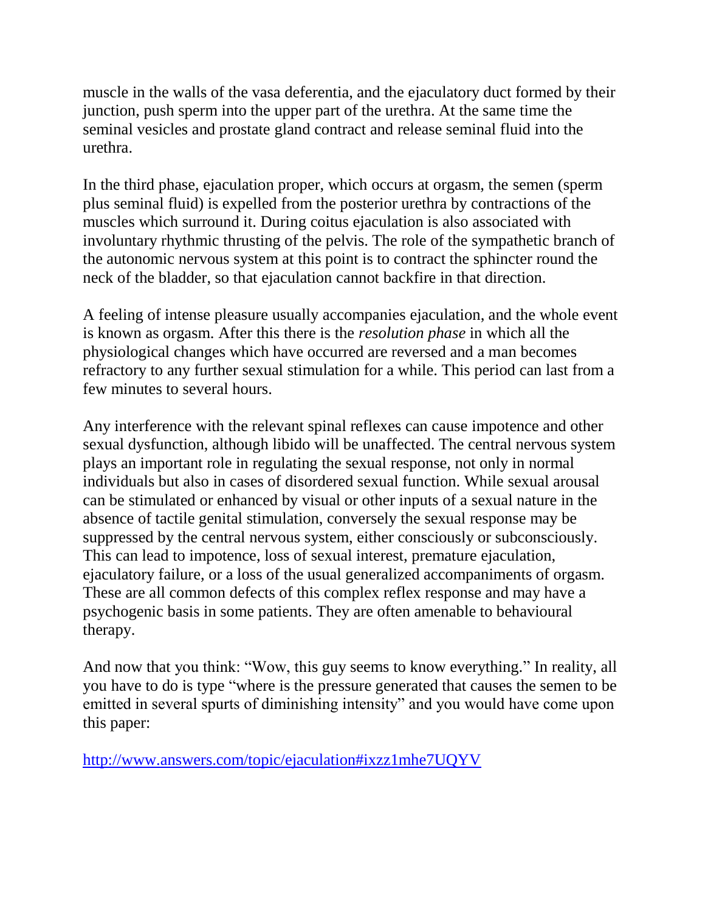muscle in the walls of the vasa deferentia, and the ejaculatory duct formed by their junction, push sperm into the upper part of the urethra. At the same time the seminal vesicles and prostate gland contract and release seminal fluid into the urethra.

In the third phase, ejaculation proper, which occurs at orgasm, the semen (sperm plus seminal fluid) is expelled from the posterior urethra by contractions of the muscles which surround it. During coitus ejaculation is also associated with involuntary rhythmic thrusting of the pelvis. The role of the sympathetic branch of the autonomic nervous system at this point is to contract the sphincter round the neck of the bladder, so that ejaculation cannot backfire in that direction.

A feeling of intense pleasure usually accompanies ejaculation, and the whole event is known as orgasm. After this there is the *resolution phase* in which all the physiological changes which have occurred are reversed and a man becomes refractory to any further sexual stimulation for a while. This period can last from a few minutes to several hours.

Any interference with the relevant spinal reflexes can cause impotence and other sexual dysfunction, although libido will be unaffected. The central nervous system plays an important role in regulating the sexual response, not only in normal individuals but also in cases of disordered sexual function. While sexual arousal can be stimulated or enhanced by visual or other inputs of a sexual nature in the absence of tactile genital stimulation, conversely the sexual response may be suppressed by the central nervous system, either consciously or subconsciously. This can lead to impotence, loss of sexual interest, premature ejaculation, ejaculatory failure, or a loss of the usual generalized accompaniments of orgasm. These are all common defects of this complex reflex response and may have a psychogenic basis in some patients. They are often amenable to behavioural therapy.

And now that you think: “Wow, this guy seems to know everything.” In reality, all you have to do is type “where is the pressure generated that causes the semen to be emitted in several spurts of diminishing intensity” and you would have come upon this paper:

[http://www.answers.com/topic/ejaculation#ixzz1mhe7UQYV](http://www.answers.com/topic/ejaculation#ixzz1mhe7UQYV)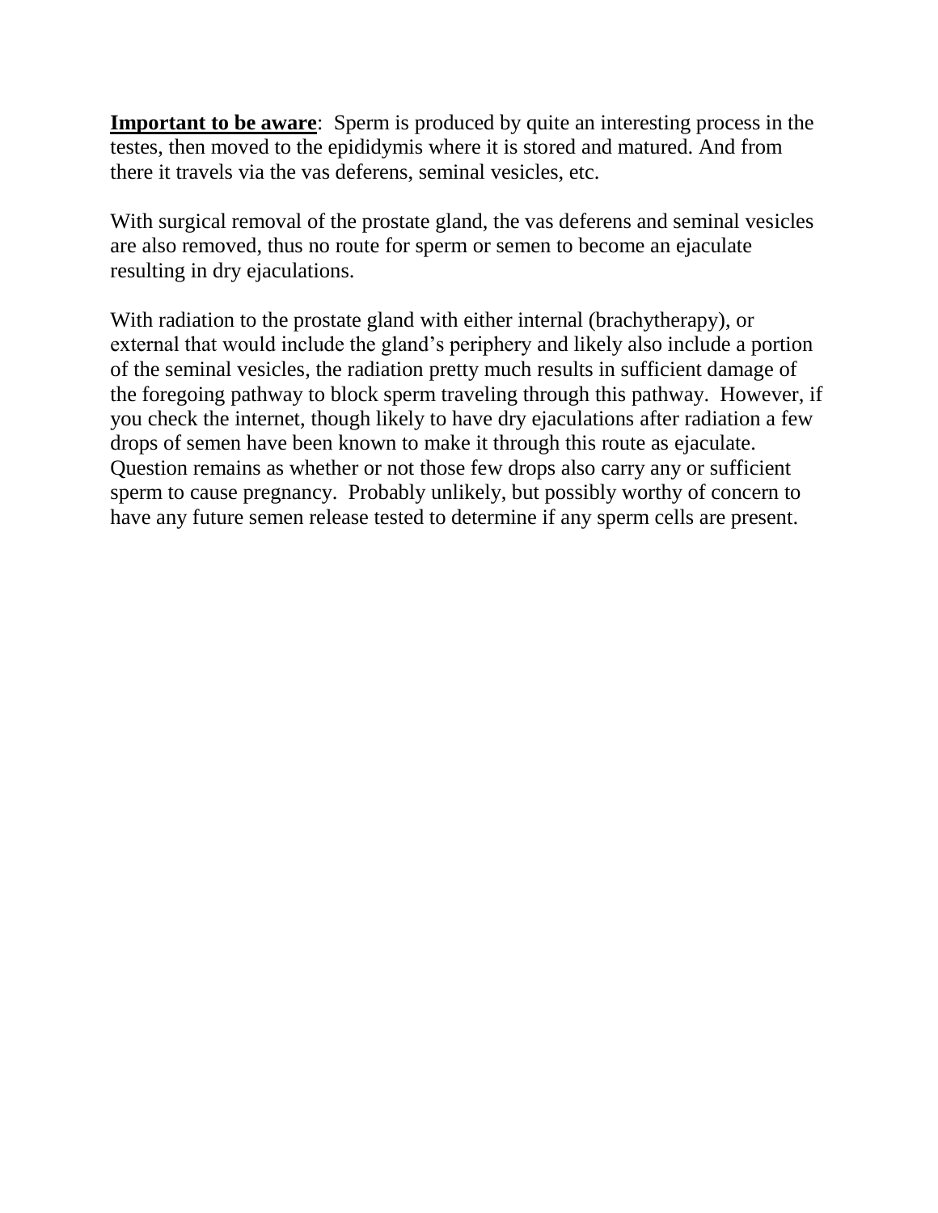**<u>Important to be aware</u>**: Sperm is produced by quite an interesting process in the testes, then moved to the epididymis where it is stored and matured. And from there it travels via the vas deferens, seminal vesicles, etc.

With surgical removal of the prostate gland, the vas deferens and seminal vesicles are also removed, thus no route for sperm or semen to become an ejaculate resulting in dry ejaculations.

With radiation to the prostate gland with either internal (brachytherapy), or external that would include the gland's periphery and likely also include a portion of the seminal vesicles, the radiation pretty much results in sufficient damage of the foregoing pathway to block sperm traveling through this pathway. However, if you check the internet, though likely to have dry ejaculations after radiation a few drops of semen have been known to make it through this route as ejaculate. Question remains as whether or not those few drops also carry any or sufficient sperm to cause pregnancy. Probably unlikely, but possibly worthy of concern to have any future semen release tested to determine if any sperm cells are present.